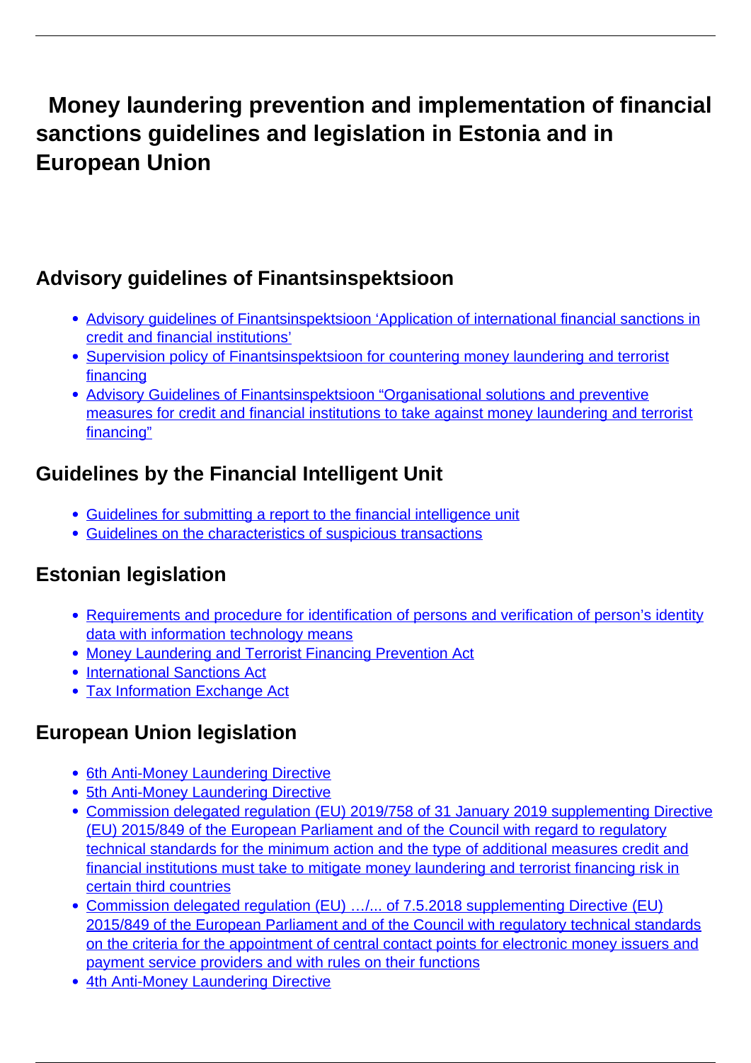# Money laundering prevention and implementation of financial sanctions guidelines and legislation in Estonia and in European Union

## Advisory guidelines of Finantsinspektsioon

- Advisory guidelines of Finantsinspektsioon 'Application of international financial sanctions in credit and financial institutions'
- Supervision policy of Finantsinspektsioon for countering money laundering and terrorist financing
- Advisory Guidelines of Finantsinspektsioon "Organisational solutions and preventive measures for credit and financial institutions to take against money laundering and terrorist financing"

## Guidelines by the Financial Intelligent Unit

- Guidelines for submitting a report to the financial intelligence unit
- Guidelines on the characteristics of suspicious transactions

## Estonian legislation

- Requirements and procedure for identification of persons and verification of person's identity data with information technology means
- Money Laundering and Terrorist Financing Prevention Act
- International Sanctions Act
- Tax Information Exchange Act

## European Union legislation

- 6th Anti-Money Laundering Directive
- 5th Anti-Money Laundering Directive
- Commission delegated regulation (EU) 2019/758 of 31 January 2019 supplementing Directive (EU) 2015/849 of the European Parliament and of the Council with regard to regulatory technical standards for the minimum action and the type of additional measures credit and financial institutions must take to mitigate money laundering and terrorist financing risk in certain third countries
- Commission delegated regulation (EU) …/... of 7.5.2018 supplementing Directive (EU) 2015/849 of the European Parliament and of the Council with regulatory technical standards on the criteria for the appointment of central contact points for electronic money issuers and payment service providers and with rules on their functions
- 4th Anti-Money Laundering Directive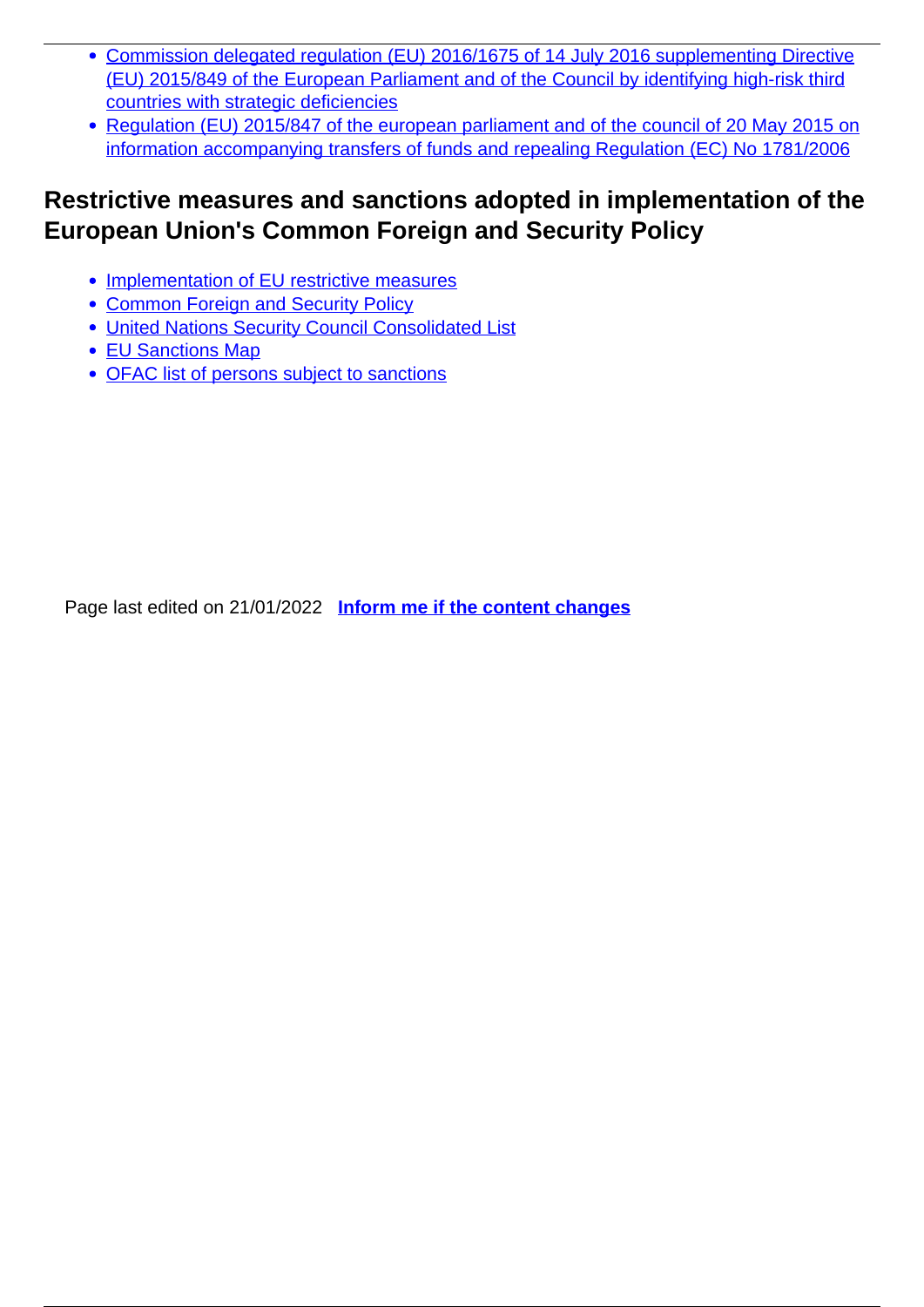- Commission delegated regulation (EU) 2016/1675 of 14 July 2016 supplementing Directive (EU) 2015/849 of the European Parliament and of the Council by identifying high-risk third countries with strategic deficiencies
- Regulation (EU) 2015/847 of the european parliament and of the council of 20 May 2015 on information accompanying transfers of funds and repealing Regulation (EC) No 1781/2006

## Restrictive measures and sanctions adopted in implementation of the European Union's Common Foreign and Security Policy

- Implementation of EU restrictive measures
- Common Foreign and Security Policy
- United Nations Security Council Consolidated List
- EU Sanctions Map
- OFAC list of persons subject to sanctions

Page last edited on 21/01/2022 **Inform me if the content changes**